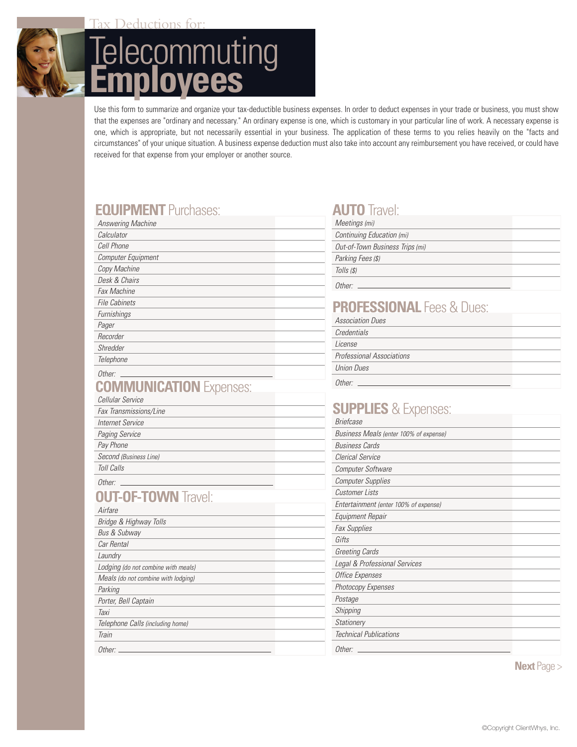Tax Deductions for:

# Telecommuting Employees

Use this form to summarize and organize your tax-deductible business expenses. In order to deduct expenses in your trade or business, you must show that the expenses are "ordinary and necessary." An ordinary expense is one, which is customary in your particular line of work. A necessary expense is one, which is appropriate, but not necessarily essential in your business. The application of these terms to you relies heavily on the "facts and circumstances" of your unique situation. A business expense deduction must also take into account any reimbursement you have received, or could have received for that expense from your employer or another source.

## EQUIPMENT Purchases:

| Item | Amount |
|---|---|
| *Answering Machine* | |
| *Calculator* | |
| *Cell Phone* | |
| *Computer Equipment* | |
| *Copy Machine* | |
| *Desk & Chairs* | |
| *Fax Machine* | |
| *File Cabinets* | |
| *Furnishings* | |
| *Pager* | |
| *Recorder* | |
| *Shredder* | |
| *Telephone* | |
| *Other:* ______ | |

## COMMUNICATION Expenses:

| Item | Amount |
|---|---|
| *Cellular Service* | |
| *Fax Transmissions/Line* | |
| *Internet Service* | |
| *Paging Service* | |
| *Pay Phone* | |
| *Second (Business Line)* | |
| *Toll Calls* | |
| *Other:* ______ | |

## OUT-OF-TOWN Travel:

| Item | Amount |
|---|---|
| *Airfare* | |
| *Bridge & Highway Tolls* | |
| *Bus & Subway* | |
| *Car Rental* | |
| *Laundry* | |
| *Lodging (do not combine with meals)* | |
| *Meals (do not combine with lodging)* | |
| *Parking* | |
| *Porter, Bell Captain* | |
| *Taxi* | |
| *Telephone Calls (including home)* | |
| *Train* | |
| *Other:* ______ | |

## AUTO Travel:

| Item | Amount |
|---|---|
| *Meetings (mi)* | |
| *Continuing Education (mi)* | |
| *Out-of-Town Business Trips (mi)* | |
| *Parking Fees ($)* | |
| *Tolls ($)* | |
| *Other:* ______ | |

## PROFESSIONAL Fees & Dues:

| Item | Amount |
|---|---|
| *Association Dues* | |
| *Credentials* | |
| *License* | |
| *Professional Associations* | |
| *Union Dues* | |
| *Other:* ______ | |

## SUPPLIES & Expenses:

| Item | Amount |
|---|---|
| *Briefcase* | |
| *Business Meals (enter 100% of expense)* | |
| *Business Cards* | |
| *Clerical Service* | |
| *Computer Software* | |
| *Computer Supplies* | |
| *Customer Lists* | |
| *Entertainment (enter 100% of expense)* | |
| *Equipment Repair* | |
| *Fax Supplies* | |
| *Gifts* | |
| *Greeting Cards* | |
| *Legal & Professional Services* | |
| *Office Expenses* | |
| *Photocopy Expenses* | |
| *Postage* | |
| *Shipping* | |
| *Stationery* | |
| *Technical Publications* | |
| *Other:* ______ | |

**Next** Page >

©Copyright ClientWhys, Inc.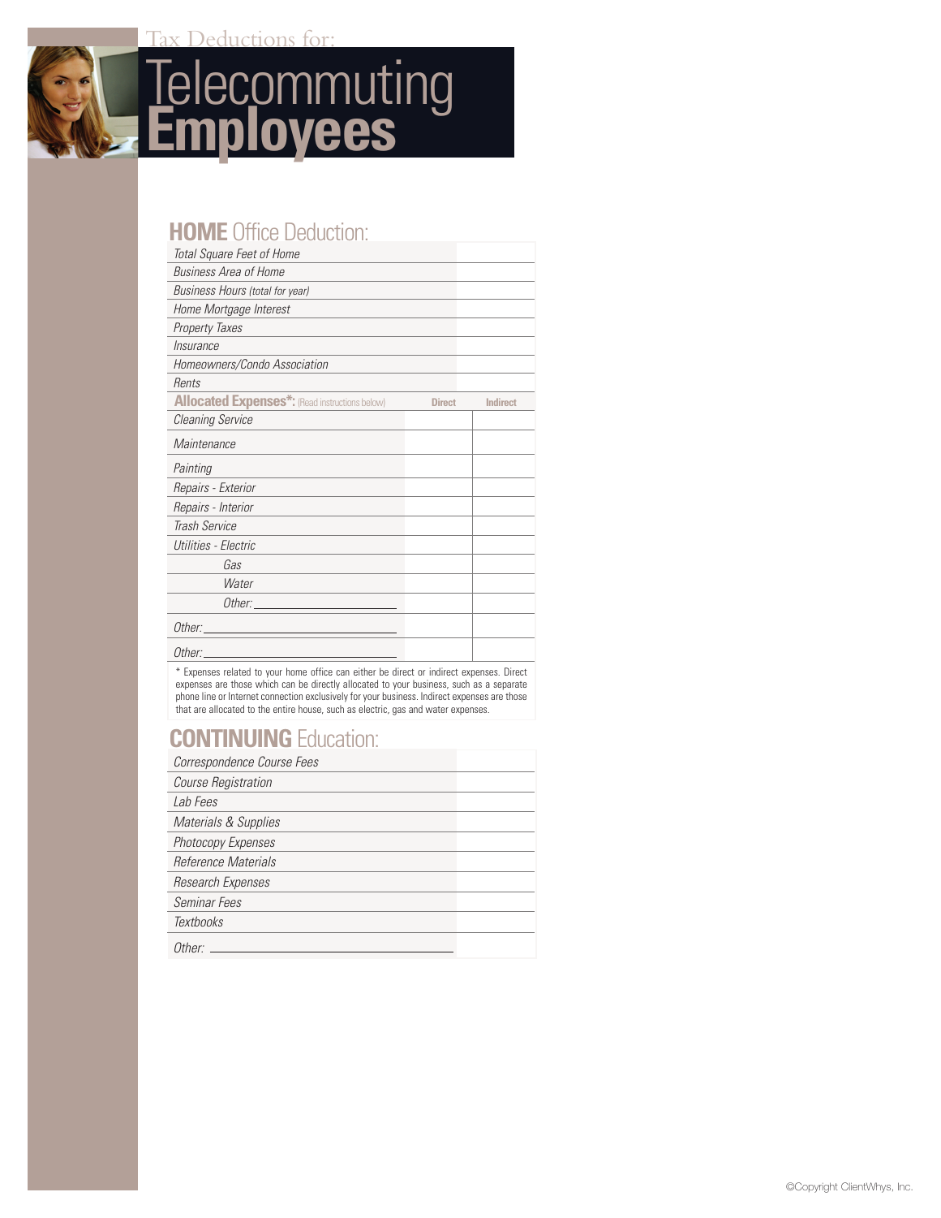Tax Deductions for:

# Telecommuting **Employees**

## **HOME** Office Deduction:

| | |
|---|---|
| *Total Square Feet of Home* | |
| *Business Area of Home* | |
| *Business Hours (total for year)* | |
| *Home Mortgage Interest* | |
| *Property Taxes* | |
| *Insurance* | |
| *Homeowners/Condo Association* | |
| *Rents* | |

| **Allocated Expenses\*:** (Read instructions below) | Direct | Indirect |
|---|---|---|
| *Cleaning Service* | | |
| *Maintenance* | | |
| *Painting* | | |
| *Repairs - Exterior* | | |
| *Repairs - Interior* | | |
| *Trash Service* | | |
| *Utilities - Electric* | | |
| *Gas* | | |
| *Water* | | |
| *Other:* ______ | | |
| *Other:* ______ | | |
| *Other:* ______ | | |

\* Expenses related to your home office can either be direct or indirect expenses. Direct expenses are those which can be directly allocated to your business, such as a separate phone line or Internet connection exclusively for your business. Indirect expenses are those that are allocated to the entire house, such as electric, gas and water expenses.

## **CONTINUING** Education:

| | |
|---|---|
| *Correspondence Course Fees* | |
| *Course Registration* | |
| *Lab Fees* | |
| *Materials & Supplies* | |
| *Photocopy Expenses* | |
| *Reference Materials* | |
| *Research Expenses* | |
| *Seminar Fees* | |
| *Textbooks* | |
| *Other:* ______ | |

©Copyright ClientWhys, Inc.